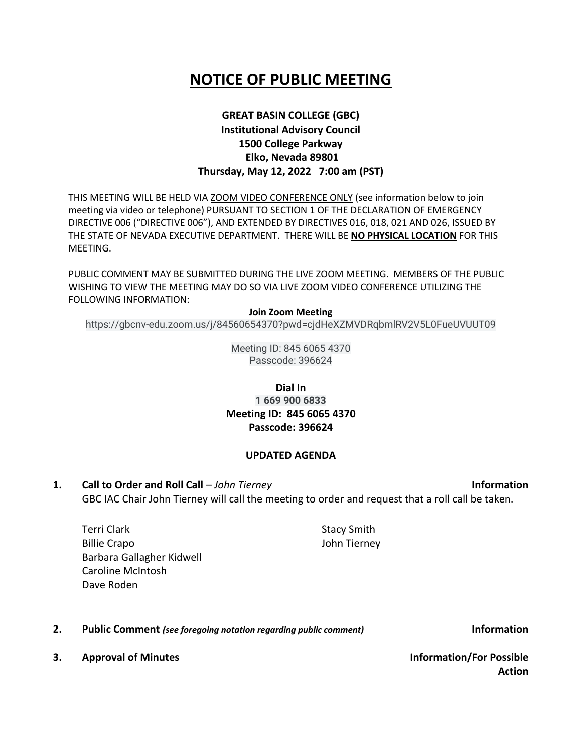# NOTICE OF PUBLIC MEETING

**GREAT BASIN COLLEGE (GBC)**
**Institutional Advisory Council**
**1500 College Parkway**
**Elko, Nevada 89801**
**Thursday, May 12, 2022 7:00 am (PST)**

THIS MEETING WILL BE HELD VIA ZOOM VIDEO CONFERENCE ONLY (see information below to join meeting via video or telephone) PURSUANT TO SECTION 1 OF THE DECLARATION OF EMERGENCY DIRECTIVE 006 ("DIRECTIVE 006"), AND EXTENDED BY DIRECTIVES 016, 018, 021 AND 026, ISSUED BY THE STATE OF NEVADA EXECUTIVE DEPARTMENT. THERE WILL BE **NO PHYSICAL LOCATION** FOR THIS MEETING.

PUBLIC COMMENT MAY BE SUBMITTED DURING THE LIVE ZOOM MEETING. MEMBERS OF THE PUBLIC WISHING TO VIEW THE MEETING MAY DO SO VIA LIVE ZOOM VIDEO CONFERENCE UTILIZING THE FOLLOWING INFORMATION:

**Join Zoom Meeting**
https://gbcnv-edu.zoom.us/j/84560654370?pwd=cjdHeXZMVDRqbmlRV2V5L0FueUVUUT09

Meeting ID: 845 6065 4370
Passcode: 396624

**Dial In**
**1 669 900 6833**
**Meeting ID: 845 6065 4370**
**Passcode: 396624**

**UPDATED AGENDA**

**1. Call to Order and Roll Call** – *John Tierney* **Information**

GBC IAC Chair John Tierney will call the meeting to order and request that a roll call be taken.

Terri Clark
Billie Crapo
Barbara Gallagher Kidwell
Caroline McIntosh
Dave Roden
Stacy Smith
John Tierney

**2. Public Comment** ***(see foregoing notation regarding public comment)*** **Information**

**3. Approval of Minutes** **Information/For Possible Action**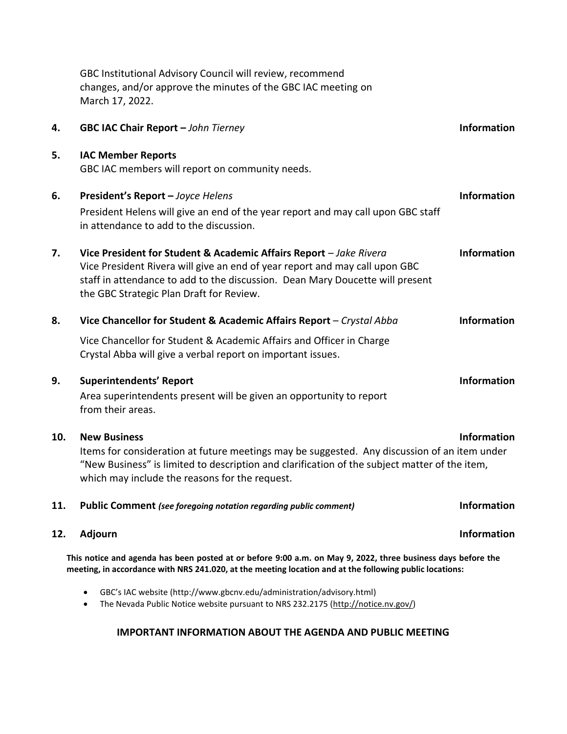GBC Institutional Advisory Council will review, recommend changes, and/or approve the minutes of the GBC IAC meeting on March 17, 2022.

**4. GBC IAC Chair Report –** *John Tierney* **Information**

**5. IAC Member Reports**

GBC IAC members will report on community needs.

**6. President's Report –** *Joyce Helens* **Information**

President Helens will give an end of the year report and may call upon GBC staff in attendance to add to the discussion.

**7. Vice President for Student & Academic Affairs Report** – *Jake Rivera* **Information**

Vice President Rivera will give an end of year report and may call upon GBC staff in attendance to add to the discussion. Dean Mary Doucette will present the GBC Strategic Plan Draft for Review.

**8. Vice Chancellor for Student & Academic Affairs Report** – *Crystal Abba* **Information**

Vice Chancellor for Student & Academic Affairs and Officer in Charge Crystal Abba will give a verbal report on important issues.

**9. Superintendents' Report** **Information**

Area superintendents present will be given an opportunity to report from their areas.

**10. New Business** **Information**

Items for consideration at future meetings may be suggested. Any discussion of an item under "New Business" is limited to description and clarification of the subject matter of the item, which may include the reasons for the request.

**11. Public Comment** ***(see foregoing notation regarding public comment)*** **Information**

**12. Adjourn** **Information**

**This notice and agenda has been posted at or before 9:00 a.m. on May 9, 2022, three business days before the meeting, in accordance with NRS 241.020, at the meeting location and at the following public locations:**

- GBC's IAC website (http://www.gbcnv.edu/administration/advisory.html)
- The Nevada Public Notice website pursuant to NRS 232.2175 (http://notice.nv.gov/)

## IMPORTANT INFORMATION ABOUT THE AGENDA AND PUBLIC MEETING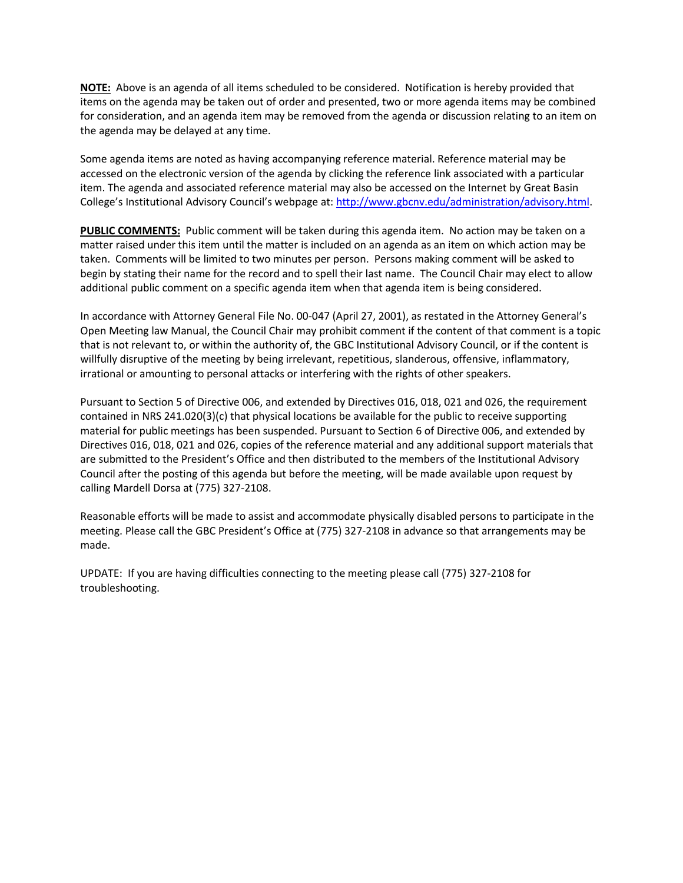**NOTE:** Above is an agenda of all items scheduled to be considered. Notification is hereby provided that items on the agenda may be taken out of order and presented, two or more agenda items may be combined for consideration, and an agenda item may be removed from the agenda or discussion relating to an item on the agenda may be delayed at any time.

Some agenda items are noted as having accompanying reference material. Reference material may be accessed on the electronic version of the agenda by clicking the reference link associated with a particular item. The agenda and associated reference material may also be accessed on the Internet by Great Basin College's Institutional Advisory Council's webpage at: [http://www.gbcnv.edu/administration/advisory.html](http://www.gbcnv.edu/administration/advisory.html).

**PUBLIC COMMENTS:** Public comment will be taken during this agenda item. No action may be taken on a matter raised under this item until the matter is included on an agenda as an item on which action may be taken. Comments will be limited to two minutes per person. Persons making comment will be asked to begin by stating their name for the record and to spell their last name. The Council Chair may elect to allow additional public comment on a specific agenda item when that agenda item is being considered.

In accordance with Attorney General File No. 00-047 (April 27, 2001), as restated in the Attorney General's Open Meeting law Manual, the Council Chair may prohibit comment if the content of that comment is a topic that is not relevant to, or within the authority of, the GBC Institutional Advisory Council, or if the content is willfully disruptive of the meeting by being irrelevant, repetitious, slanderous, offensive, inflammatory, irrational or amounting to personal attacks or interfering with the rights of other speakers.

Pursuant to Section 5 of Directive 006, and extended by Directives 016, 018, 021 and 026, the requirement contained in NRS 241.020(3)(c) that physical locations be available for the public to receive supporting material for public meetings has been suspended. Pursuant to Section 6 of Directive 006, and extended by Directives 016, 018, 021 and 026, copies of the reference material and any additional support materials that are submitted to the President's Office and then distributed to the members of the Institutional Advisory Council after the posting of this agenda but before the meeting, will be made available upon request by calling Mardell Dorsa at (775) 327-2108.

Reasonable efforts will be made to assist and accommodate physically disabled persons to participate in the meeting. Please call the GBC President's Office at (775) 327-2108 in advance so that arrangements may be made.

UPDATE: If you are having difficulties connecting to the meeting please call (775) 327-2108 for troubleshooting.